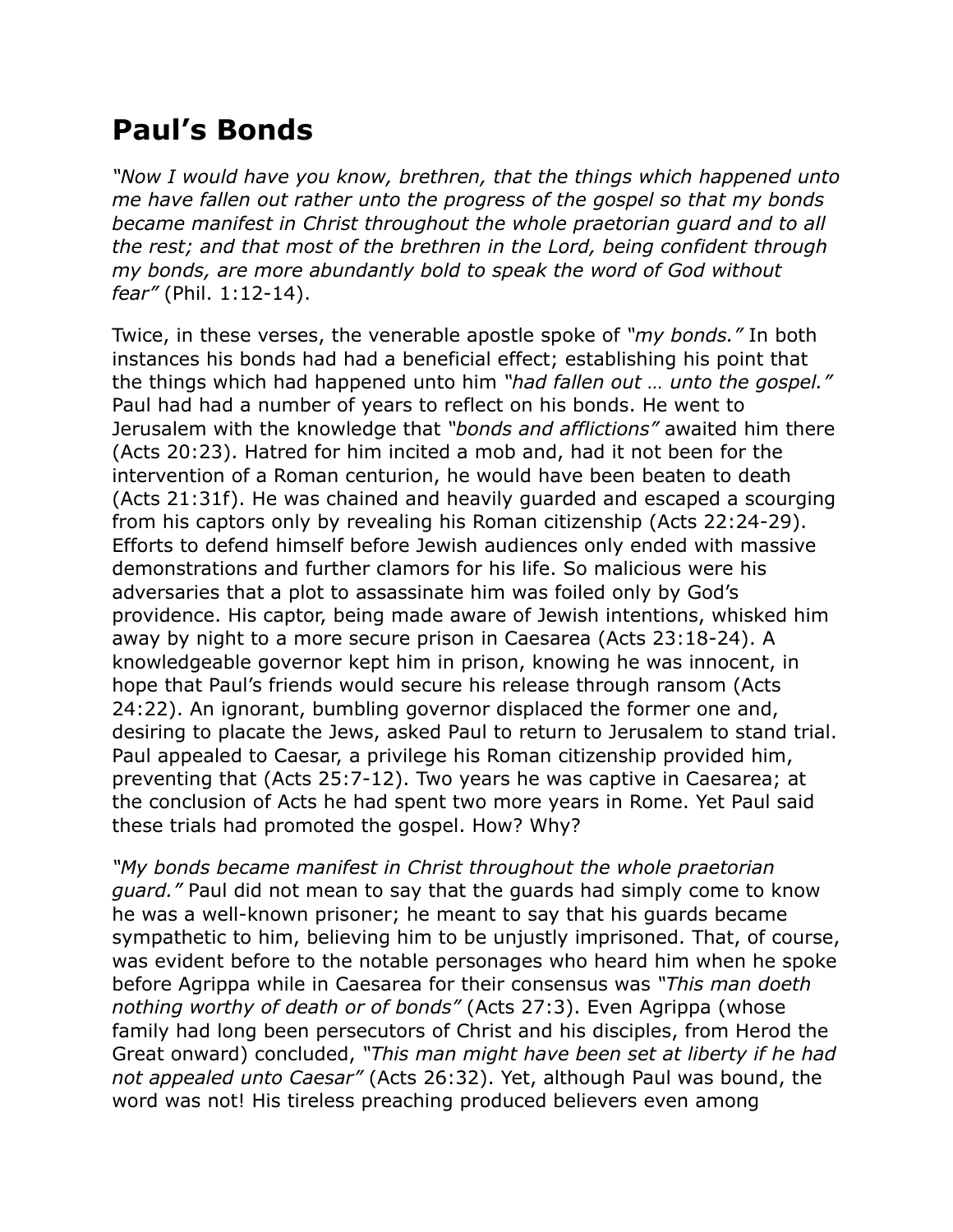# Paul's Bonds

*"Now I would have you know, brethren, that the things which happened unto me have fallen out rather unto the progress of the gospel so that my bonds became manifest in Christ throughout the whole praetorian guard and to all the rest; and that most of the brethren in the Lord, being confident through my bonds, are more abundantly bold to speak the word of God without fear"* (Phil. 1:12-14).

Twice, in these verses, the venerable apostle spoke of *"my bonds."* In both instances his bonds had had a beneficial effect; establishing his point that the things which had happened unto him *"had fallen out … unto the gospel."* Paul had had a number of years to reflect on his bonds. He went to Jerusalem with the knowledge that *"bonds and afflictions"* awaited him there (Acts 20:23). Hatred for him incited a mob and, had it not been for the intervention of a Roman centurion, he would have been beaten to death (Acts 21:31f). He was chained and heavily guarded and escaped a scourging from his captors only by revealing his Roman citizenship (Acts 22:24-29). Efforts to defend himself before Jewish audiences only ended with massive demonstrations and further clamors for his life. So malicious were his adversaries that a plot to assassinate him was foiled only by God's providence. His captor, being made aware of Jewish intentions, whisked him away by night to a more secure prison in Caesarea (Acts 23:18-24). A knowledgeable governor kept him in prison, knowing he was innocent, in hope that Paul's friends would secure his release through ransom (Acts 24:22). An ignorant, bumbling governor displaced the former one and, desiring to placate the Jews, asked Paul to return to Jerusalem to stand trial. Paul appealed to Caesar, a privilege his Roman citizenship provided him, preventing that (Acts 25:7-12). Two years he was captive in Caesarea; at the conclusion of Acts he had spent two more years in Rome. Yet Paul said these trials had promoted the gospel. How? Why?

*"My bonds became manifest in Christ throughout the whole praetorian guard."* Paul did not mean to say that the guards had simply come to know he was a well-known prisoner; he meant to say that his guards became sympathetic to him, believing him to be unjustly imprisoned. That, of course, was evident before to the notable personages who heard him when he spoke before Agrippa while in Caesarea for their consensus was *"This man doeth nothing worthy of death or of bonds"* (Acts 27:3). Even Agrippa (whose family had long been persecutors of Christ and his disciples, from Herod the Great onward) concluded, *"This man might have been set at liberty if he had not appealed unto Caesar"* (Acts 26:32). Yet, although Paul was bound, the word was not! His tireless preaching produced believers even among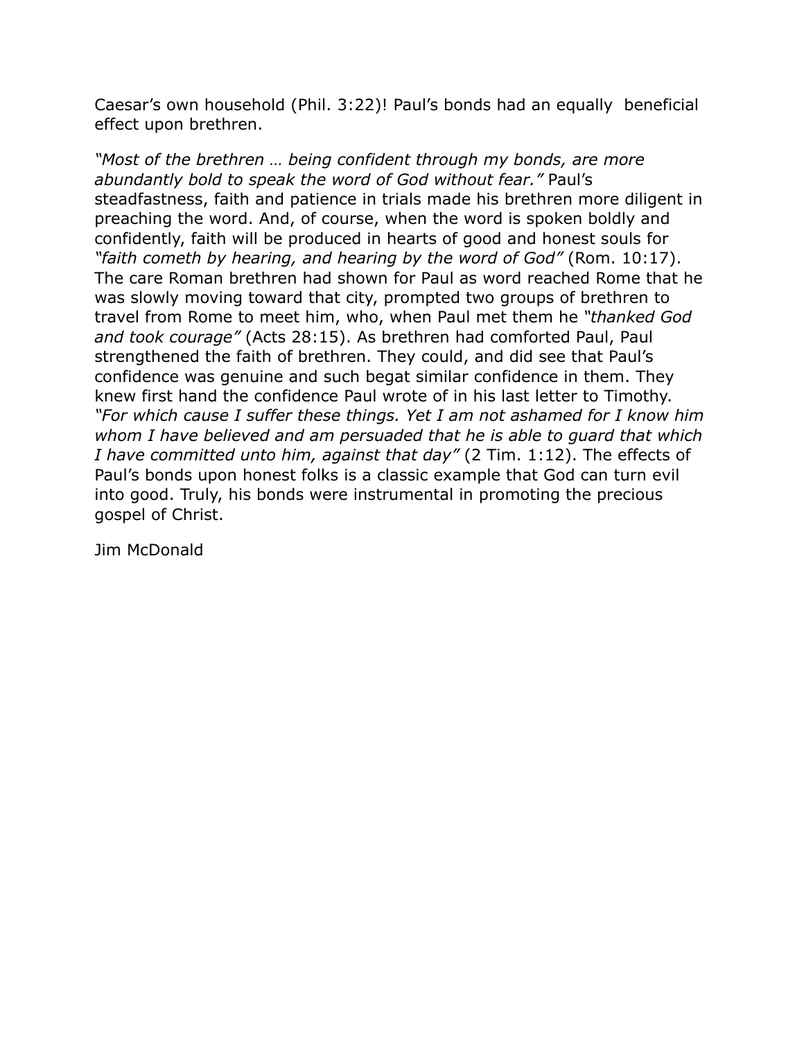Caesar's own household (Phil. 3:22)! Paul's bonds had an equally beneficial effect upon brethren.

*"Most of the brethren … being confident through my bonds, are more abundantly bold to speak the word of God without fear."* Paul's steadfastness, faith and patience in trials made his brethren more diligent in preaching the word. And, of course, when the word is spoken boldly and confidently, faith will be produced in hearts of good and honest souls for *"faith cometh by hearing, and hearing by the word of God"* (Rom. 10:17). The care Roman brethren had shown for Paul as word reached Rome that he was slowly moving toward that city, prompted two groups of brethren to travel from Rome to meet him, who, when Paul met them he *"thanked God and took courage"* (Acts 28:15). As brethren had comforted Paul, Paul strengthened the faith of brethren. They could, and did see that Paul's confidence was genuine and such begat similar confidence in them. They knew first hand the confidence Paul wrote of in his last letter to Timothy. *"For which cause I suffer these things. Yet I am not ashamed for I know him whom I have believed and am persuaded that he is able to guard that which I have committed unto him, against that day"* (2 Tim. 1:12). The effects of Paul's bonds upon honest folks is a classic example that God can turn evil into good. Truly, his bonds were instrumental in promoting the precious gospel of Christ.

Jim McDonald